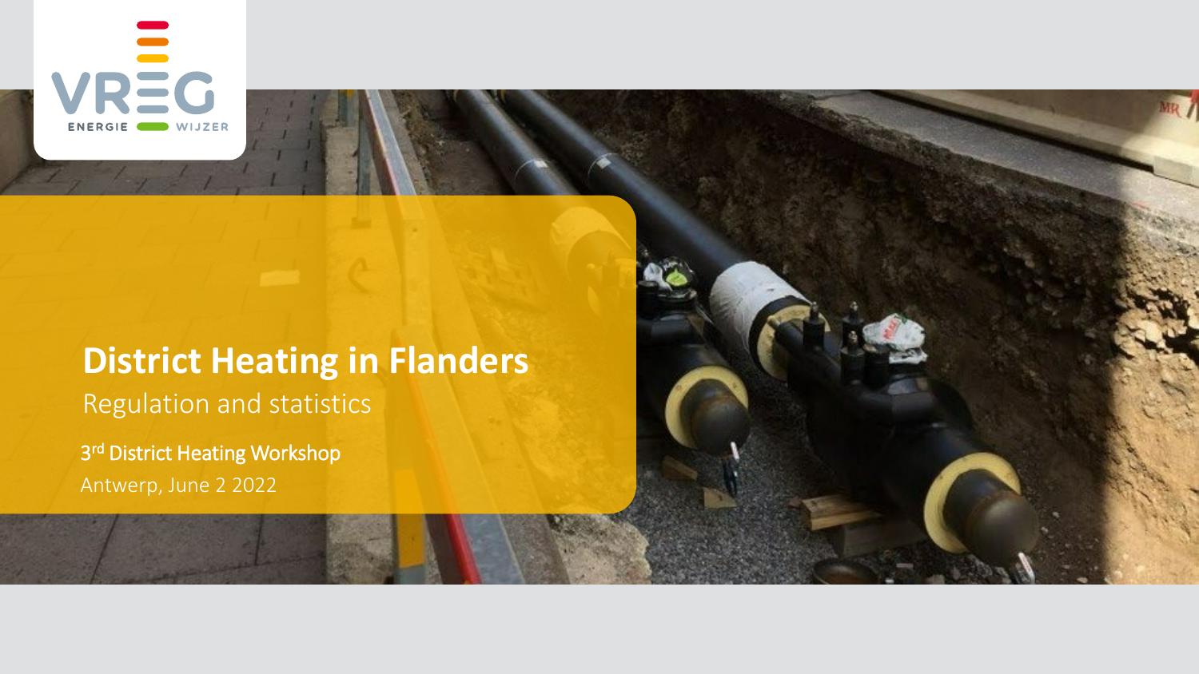# District Heating in Flanders

Regulation and statistics

3rd District Heating Workshop

Antwerp, June 2 2022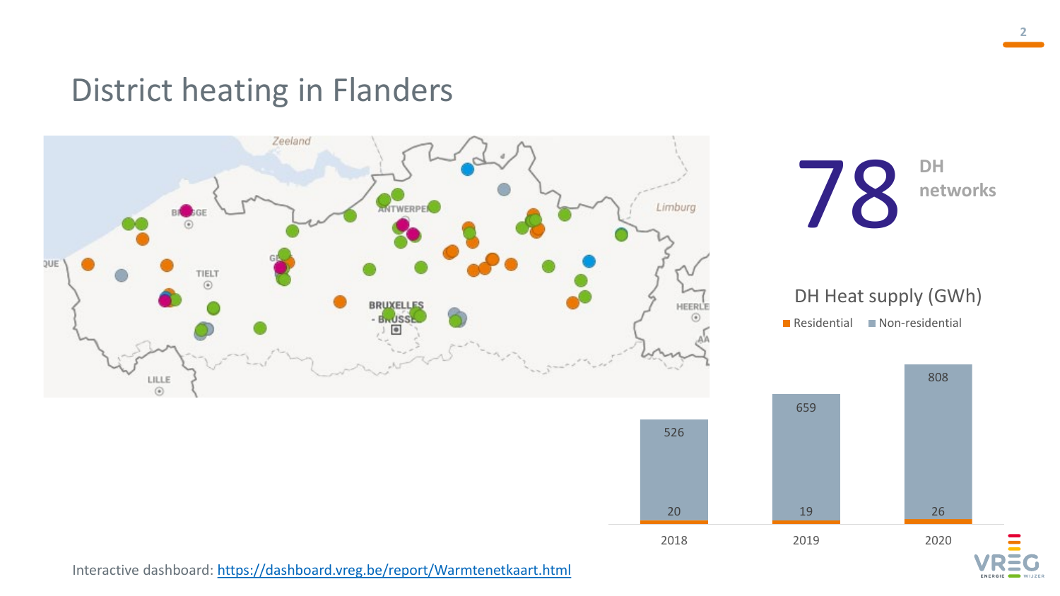# District heating in Flanders

**78** DH networks

DH Heat supply (GWh)

| Year | Residential | Non-residential |
|---|---|---|
| 2018 | 20 | 526 |
| 2019 | 19 | 659 |
| 2020 | 26 | 808 |

Interactive dashboard: [https://dashboard.vreg.be/report/Warmtenetkaart.html](https://dashboard.vreg.be/report/Warmtenetkaart.html)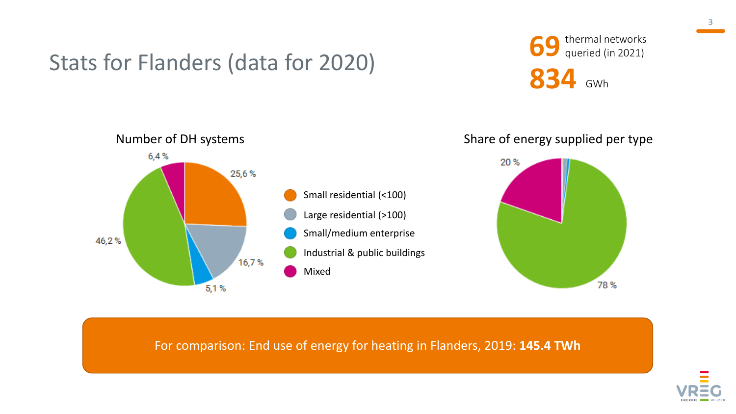# Stats for Flanders (data for 2020)

**69** thermal networks queried (in 2021)

**834** GWh

## Number of DH systems

| Type | Share |
|---|---|
| Small residential (<100) | 25,6 % |
| Large residential (>100) | 16,7 % |
| Small/medium enterprise | 5,1 % |
| Industrial & public buildings | 46,2 % |
| Mixed | 6,4 % |

## Share of energy supplied per type

| Type | Share |
|---|---|
| Industrial & public buildings | 78 % |
| Mixed | 20 % |

For comparison: End use of energy for heating in Flanders, 2019: **145.4 TWh**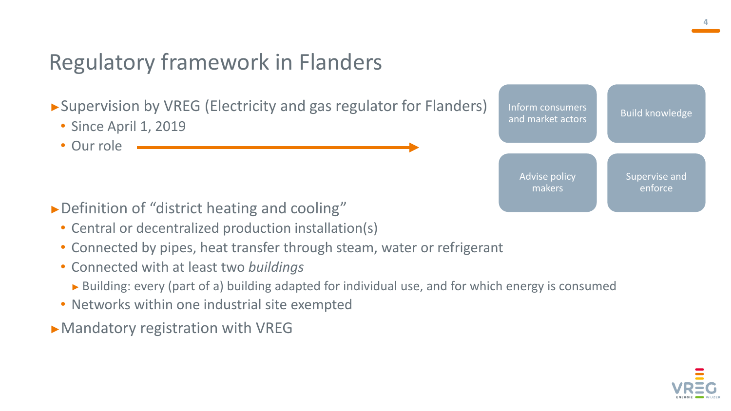# Regulatory framework in Flanders

- Supervision by VREG (Electricity and gas regulator for Flanders)
  - Since April 1, 2019
  - Our role →
    - Inform consumers and market actors
    - Build knowledge
    - Advise policy makers
    - Supervise and enforce
- Definition of “district heating and cooling”
  - Central or decentralized production installation(s)
  - Connected by pipes, heat transfer through steam, water or refrigerant
  - Connected with at least two *buildings*
    - Building: every (part of a) building adapted for individual use, and for which energy is consumed
  - Networks within one industrial site exempted
- Mandatory registration with VREG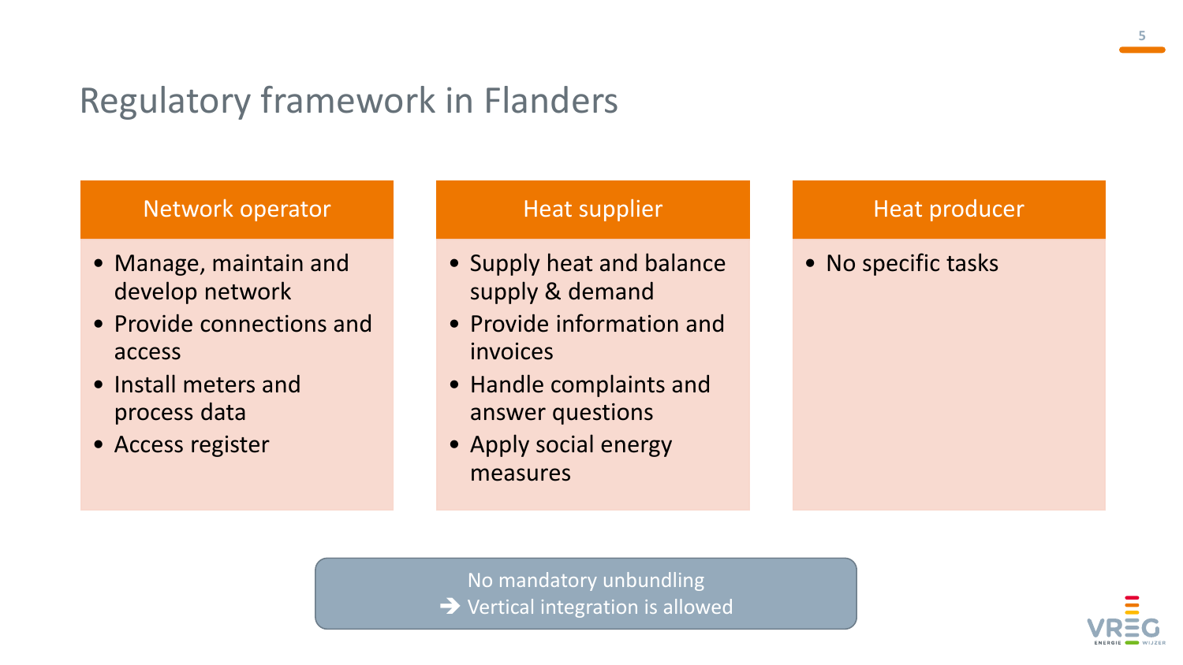# Regulatory framework in Flanders

## Network operator

- Manage, maintain and develop network
- Provide connections and access
- Install meters and process data
- Access register

## Heat supplier

- Supply heat and balance supply & demand
- Provide information and invoices
- Handle complaints and answer questions
- Apply social energy measures

## Heat producer

- No specific tasks

No mandatory unbundling
➔ Vertical integration is allowed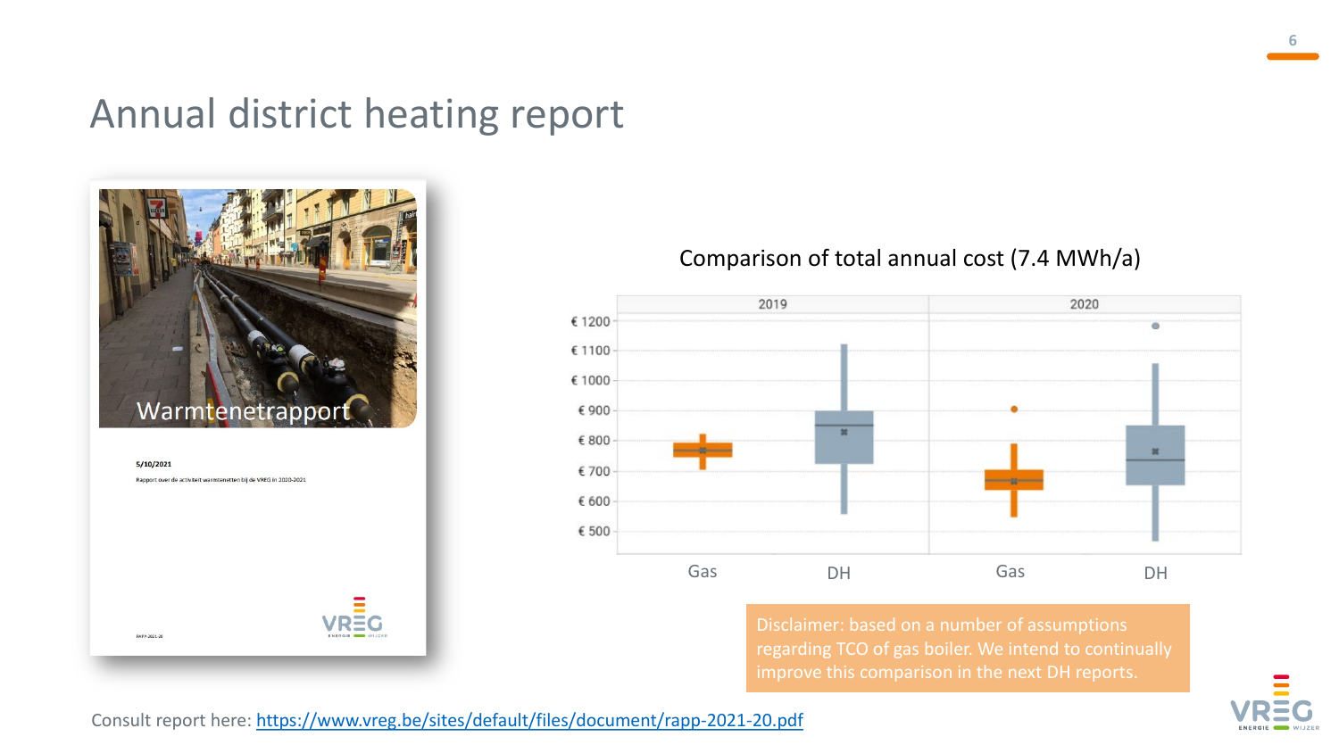# Annual district heating report

Warmtenetrapport

5/10/2021

Rapport over de activiteit warmtenetten bij de VREG in 2020-2021

Comparison of total annual cost (7.4 MWh/a)

Disclaimer: based on a number of assumptions regarding TCO of gas boiler. We intend to continually improve this comparison in the next DH reports.

Consult report here: https://www.vreg.be/sites/default/files/document/rapp-2021-20.pdf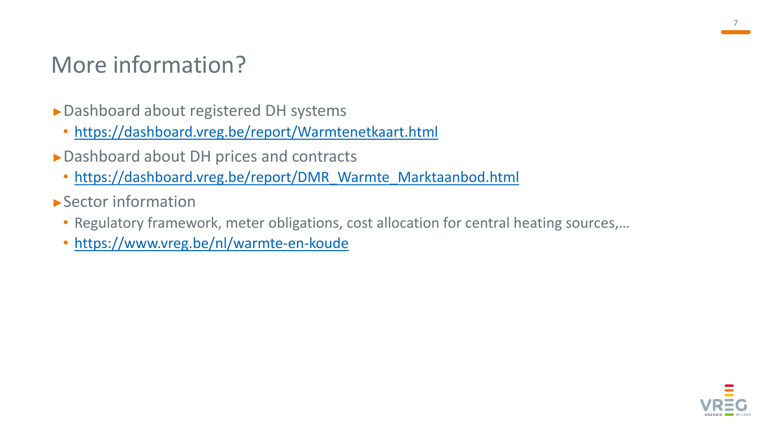# More information?

- Dashboard about registered DH systems
  - https://dashboard.vreg.be/report/Warmtenetkaart.html
- Dashboard about DH prices and contracts
  - https://dashboard.vreg.be/report/DMR_Warmte_Marktaanbod.html
- Sector information
  - Regulatory framework, meter obligations, cost allocation for central heating sources,…
  - https://www.vreg.be/nl/warmte-en-koude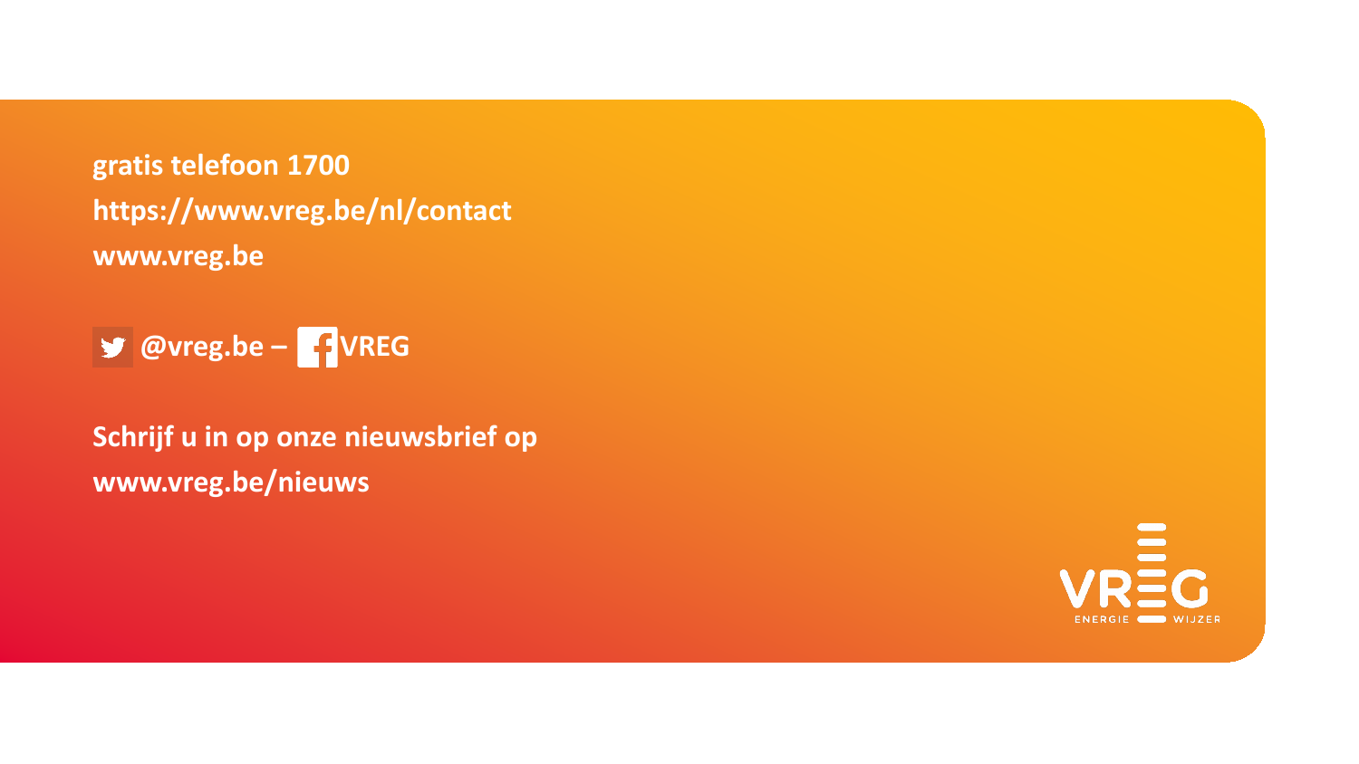**gratis telefoon 1700**
**https://www.vreg.be/nl/contact**
**www.vreg.be**

**@vreg.be – VREG**

**Schrijf u in op onze nieuwsbrief op**
**www.vreg.be/nieuws**

VREG
ENERGIE WIJZER